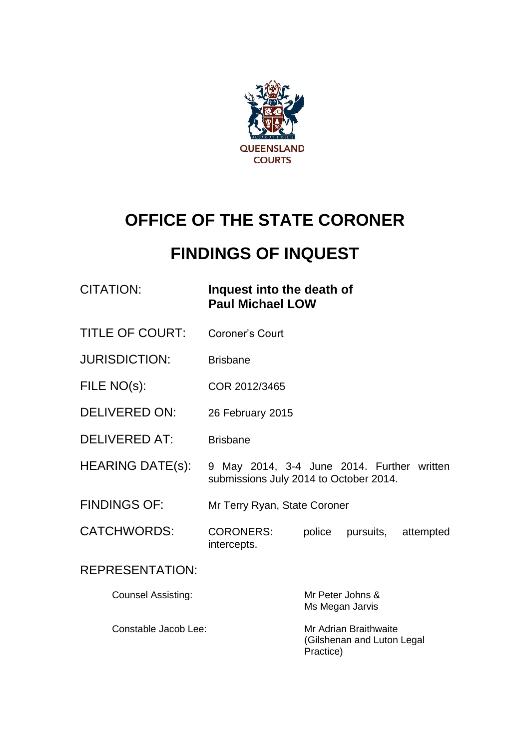QUEENSLAND COURTS

# OFFICE OF THE STATE CORONER

# FINDINGS OF INQUEST

| | |
|---|---|
| CITATION: | **Inquest into the death of Paul Michael LOW** |
| TITLE OF COURT: | Coroner's Court |
| JURISDICTION: | Brisbane |
| FILE NO(s): | COR 2012/3465 |
| DELIVERED ON: | 26 February 2015 |
| DELIVERED AT: | Brisbane |
| HEARING DATE(s): | 9 May 2014, 3-4 June 2014. Further written submissions July 2014 to October 2014. |
| FINDINGS OF: | Mr Terry Ryan, State Coroner |
| CATCHWORDS: | CORONERS: police pursuits, attempted intercepts. |

REPRESENTATION:

| | |
|---|---|
| Counsel Assisting: | Mr Peter Johns & Ms Megan Jarvis |
| Constable Jacob Lee: | Mr Adrian Braithwaite (Gilshenan and Luton Legal Practice) |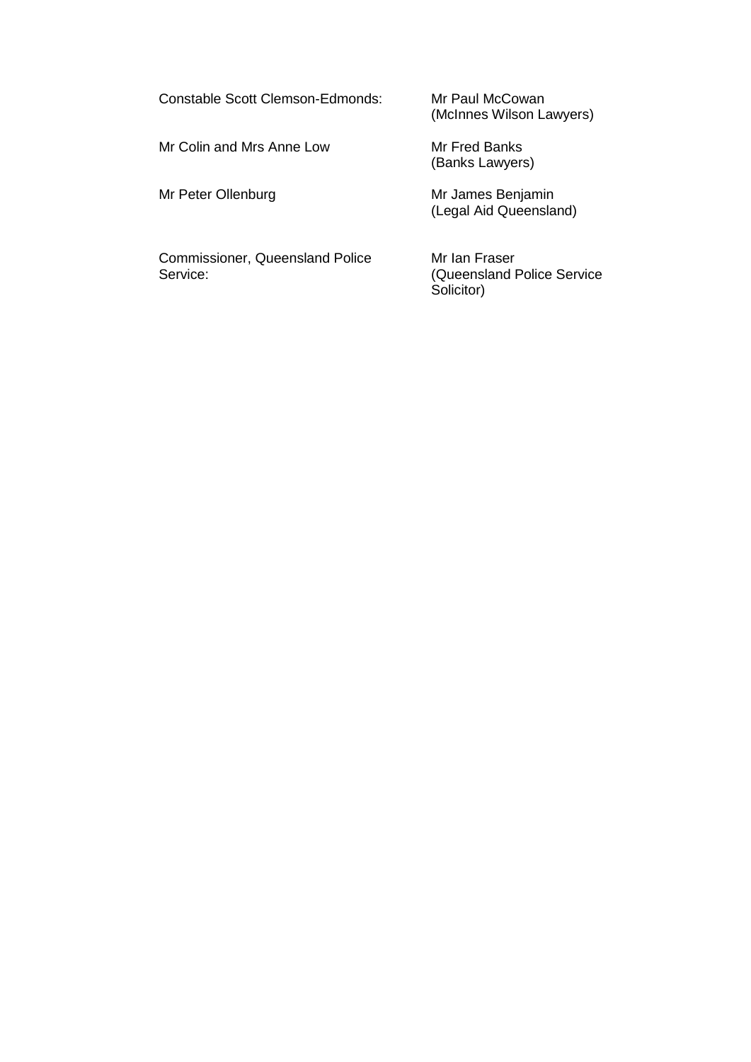| | |
|---|---|
| Constable Scott Clemson-Edmonds: | Mr Paul McCowan (McInnes Wilson Lawyers) |
| Mr Colin and Mrs Anne Low | Mr Fred Banks (Banks Lawyers) |
| Mr Peter Ollenburg | Mr James Benjamin (Legal Aid Queensland) |
| Commissioner, Queensland Police Service: | Mr Ian Fraser (Queensland Police Service Solicitor) |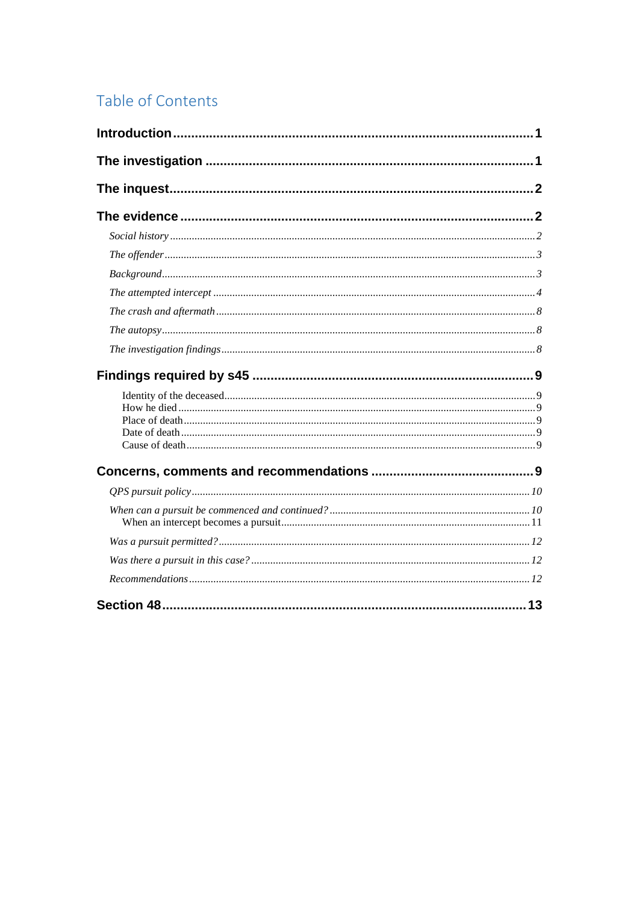# Table of Contents

**Introduction** 1

**The investigation** 1

**The inquest** 2

**The evidence** 2

- *Social history* 2
- *The offender* 3
- *Background* 3
- *The attempted intercept* 4
- *The crash and aftermath* 8
- *The autopsy* 8
- *The investigation findings* 8

**Findings required by s45** 9

- Identity of the deceased 9
- How he died 9
- Place of death 9
- Date of death 9
- Cause of death 9

**Concerns, comments and recommendations** 9

- *QPS pursuit policy* 10
- *When can a pursuit be commenced and continued?* 10
  - When an intercept becomes a pursuit 11
- *Was a pursuit permitted?* 12
- *Was there a pursuit in this case?* 12
- *Recommendations* 12

**Section 48** 13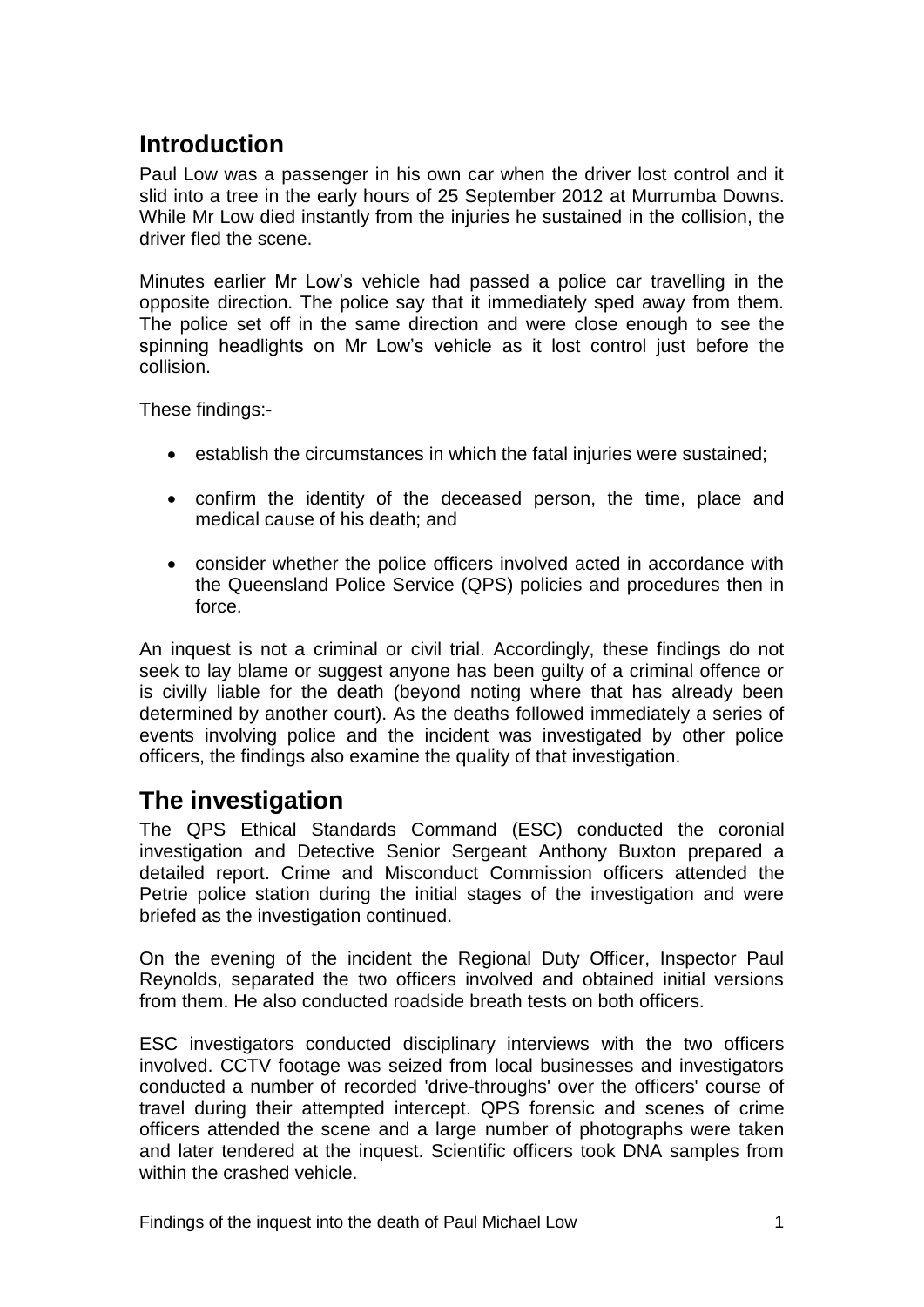## Introduction

Paul Low was a passenger in his own car when the driver lost control and it slid into a tree in the early hours of 25 September 2012 at Murrumba Downs. While Mr Low died instantly from the injuries he sustained in the collision, the driver fled the scene.

Minutes earlier Mr Low's vehicle had passed a police car travelling in the opposite direction. The police say that it immediately sped away from them. The police set off in the same direction and were close enough to see the spinning headlights on Mr Low's vehicle as it lost control just before the collision.

These findings:-

- establish the circumstances in which the fatal injuries were sustained;
- confirm the identity of the deceased person, the time, place and medical cause of his death; and
- consider whether the police officers involved acted in accordance with the Queensland Police Service (QPS) policies and procedures then in force.

An inquest is not a criminal or civil trial. Accordingly, these findings do not seek to lay blame or suggest anyone has been guilty of a criminal offence or is civilly liable for the death (beyond noting where that has already been determined by another court). As the deaths followed immediately a series of events involving police and the incident was investigated by other police officers, the findings also examine the quality of that investigation.

## The investigation

The QPS Ethical Standards Command (ESC) conducted the coronial investigation and Detective Senior Sergeant Anthony Buxton prepared a detailed report. Crime and Misconduct Commission officers attended the Petrie police station during the initial stages of the investigation and were briefed as the investigation continued.

On the evening of the incident the Regional Duty Officer, Inspector Paul Reynolds, separated the two officers involved and obtained initial versions from them. He also conducted roadside breath tests on both officers.

ESC investigators conducted disciplinary interviews with the two officers involved. CCTV footage was seized from local businesses and investigators conducted a number of recorded 'drive-throughs' over the officers' course of travel during their attempted intercept. QPS forensic and scenes of crime officers attended the scene and a large number of photographs were taken and later tendered at the inquest. Scientific officers took DNA samples from within the crashed vehicle.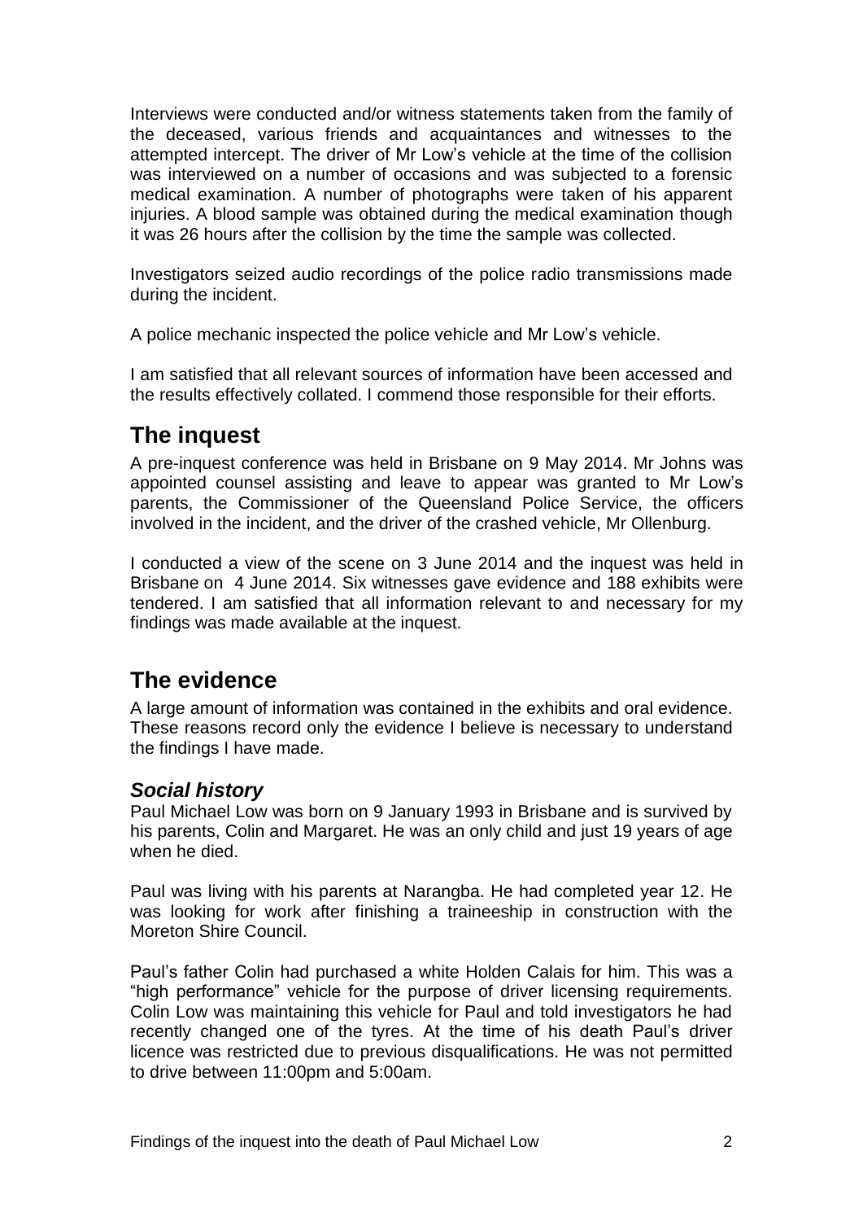Interviews were conducted and/or witness statements taken from the family of the deceased, various friends and acquaintances and witnesses to the attempted intercept. The driver of Mr Low's vehicle at the time of the collision was interviewed on a number of occasions and was subjected to a forensic medical examination. A number of photographs were taken of his apparent injuries. A blood sample was obtained during the medical examination though it was 26 hours after the collision by the time the sample was collected.

Investigators seized audio recordings of the police radio transmissions made during the incident.

A police mechanic inspected the police vehicle and Mr Low's vehicle.

I am satisfied that all relevant sources of information have been accessed and the results effectively collated. I commend those responsible for their efforts.

## The inquest

A pre-inquest conference was held in Brisbane on 9 May 2014. Mr Johns was appointed counsel assisting and leave to appear was granted to Mr Low's parents, the Commissioner of the Queensland Police Service, the officers involved in the incident, and the driver of the crashed vehicle, Mr Ollenburg.

I conducted a view of the scene on 3 June 2014 and the inquest was held in Brisbane on 4 June 2014. Six witnesses gave evidence and 188 exhibits were tendered. I am satisfied that all information relevant to and necessary for my findings was made available at the inquest.

## The evidence

A large amount of information was contained in the exhibits and oral evidence. These reasons record only the evidence I believe is necessary to understand the findings I have made.

### *Social history*

Paul Michael Low was born on 9 January 1993 in Brisbane and is survived by his parents, Colin and Margaret. He was an only child and just 19 years of age when he died.

Paul was living with his parents at Narangba. He had completed year 12. He was looking for work after finishing a traineeship in construction with the Moreton Shire Council.

Paul's father Colin had purchased a white Holden Calais for him. This was a "high performance" vehicle for the purpose of driver licensing requirements. Colin Low was maintaining this vehicle for Paul and told investigators he had recently changed one of the tyres. At the time of his death Paul's driver licence was restricted due to previous disqualifications. He was not permitted to drive between 11:00pm and 5:00am.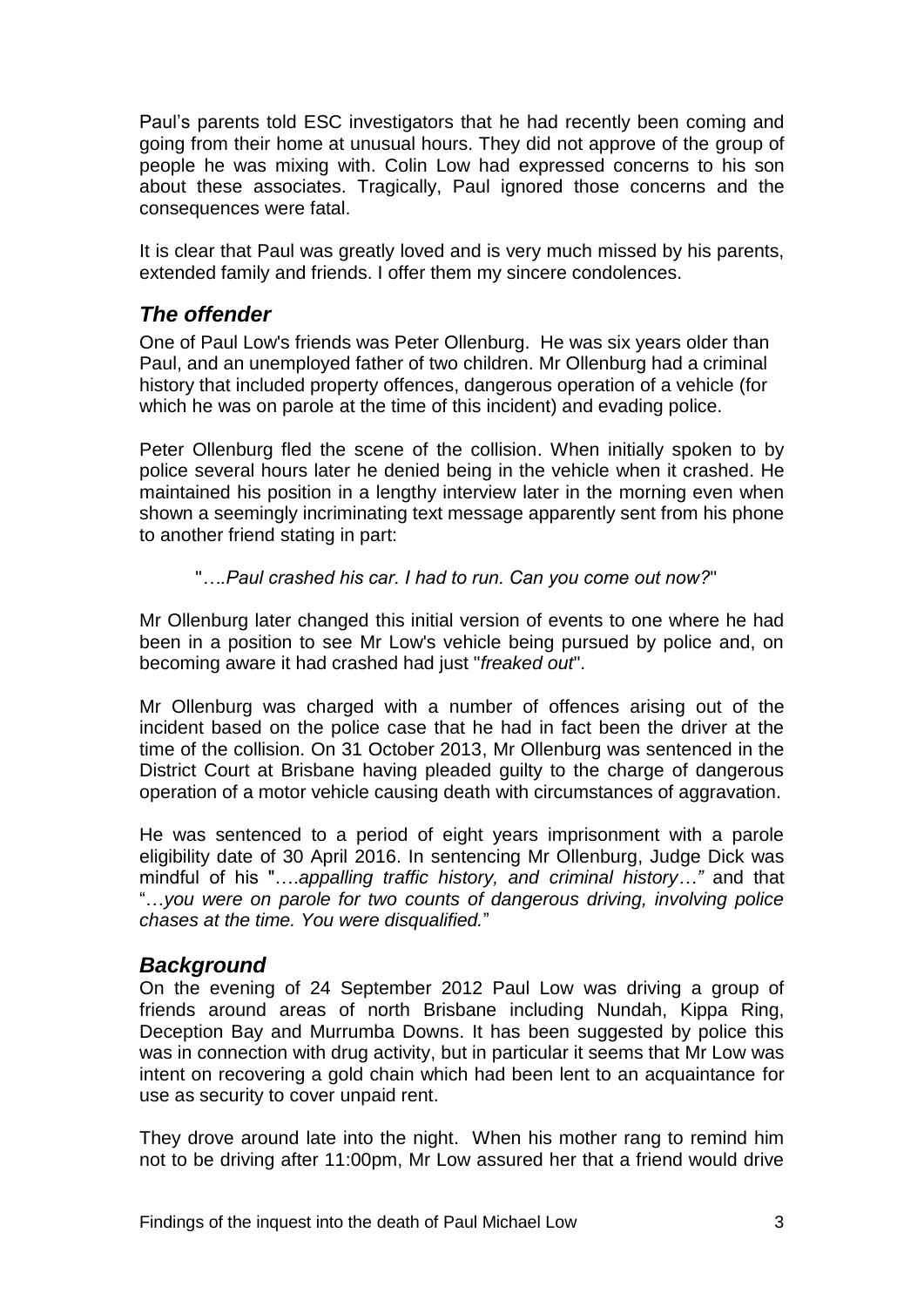Paul's parents told ESC investigators that he had recently been coming and going from their home at unusual hours. They did not approve of the group of people he was mixing with. Colin Low had expressed concerns to his son about these associates. Tragically, Paul ignored those concerns and the consequences were fatal.

It is clear that Paul was greatly loved and is very much missed by his parents, extended family and friends. I offer them my sincere condolences.

## *The offender*

One of Paul Low's friends was Peter Ollenburg. He was six years older than Paul, and an unemployed father of two children. Mr Ollenburg had a criminal history that included property offences, dangerous operation of a vehicle (for which he was on parole at the time of this incident) and evading police.

Peter Ollenburg fled the scene of the collision. When initially spoken to by police several hours later he denied being in the vehicle when it crashed. He maintained his position in a lengthy interview later in the morning even when shown a seemingly incriminating text message apparently sent from his phone to another friend stating in part:

> "*….Paul crashed his car. I had to run. Can you come out now?*"

Mr Ollenburg later changed this initial version of events to one where he had been in a position to see Mr Low's vehicle being pursued by police and, on becoming aware it had crashed had just "*freaked out*".

Mr Ollenburg was charged with a number of offences arising out of the incident based on the police case that he had in fact been the driver at the time of the collision. On 31 October 2013, Mr Ollenburg was sentenced in the District Court at Brisbane having pleaded guilty to the charge of dangerous operation of a motor vehicle causing death with circumstances of aggravation.

He was sentenced to a period of eight years imprisonment with a parole eligibility date of 30 April 2016. In sentencing Mr Ollenburg, Judge Dick was mindful of his "….*appalling traffic history, and criminal history…"* and that "…*you were on parole for two counts of dangerous driving, involving police chases at the time. You were disqualified.*"

## *Background*

On the evening of 24 September 2012 Paul Low was driving a group of friends around areas of north Brisbane including Nundah, Kippa Ring, Deception Bay and Murrumba Downs. It has been suggested by police this was in connection with drug activity, but in particular it seems that Mr Low was intent on recovering a gold chain which had been lent to an acquaintance for use as security to cover unpaid rent.

They drove around late into the night. When his mother rang to remind him not to be driving after 11:00pm, Mr Low assured her that a friend would drive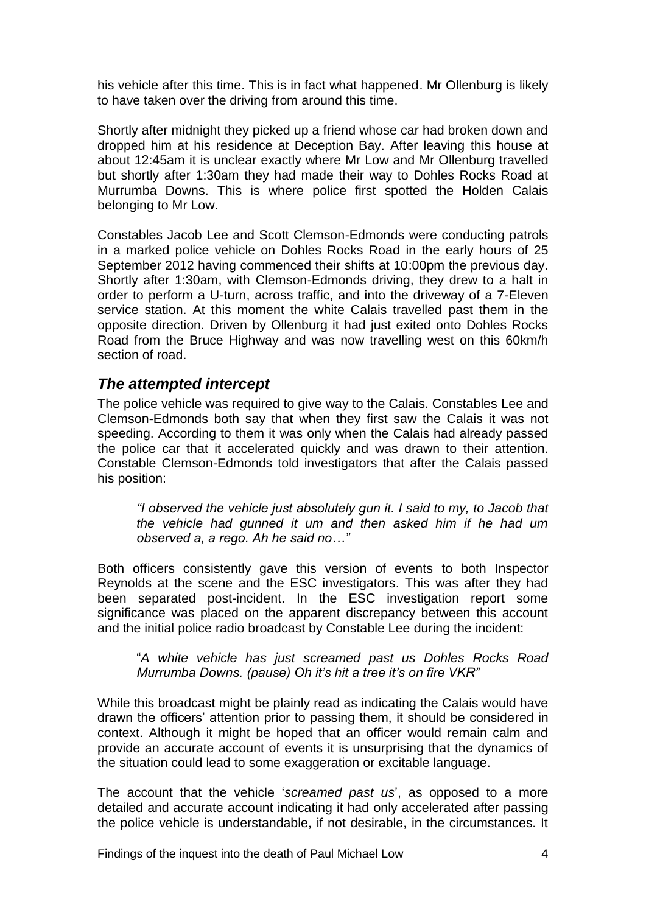his vehicle after this time. This is in fact what happened. Mr Ollenburg is likely to have taken over the driving from around this time.

Shortly after midnight they picked up a friend whose car had broken down and dropped him at his residence at Deception Bay. After leaving this house at about 12:45am it is unclear exactly where Mr Low and Mr Ollenburg travelled but shortly after 1:30am they had made their way to Dohles Rocks Road at Murrumba Downs. This is where police first spotted the Holden Calais belonging to Mr Low.

Constables Jacob Lee and Scott Clemson-Edmonds were conducting patrols in a marked police vehicle on Dohles Rocks Road in the early hours of 25 September 2012 having commenced their shifts at 10:00pm the previous day. Shortly after 1:30am, with Clemson-Edmonds driving, they drew to a halt in order to perform a U-turn, across traffic, and into the driveway of a 7-Eleven service station. At this moment the white Calais travelled past them in the opposite direction. Driven by Ollenburg it had just exited onto Dohles Rocks Road from the Bruce Highway and was now travelling west on this 60km/h section of road.

## *The attempted intercept*

The police vehicle was required to give way to the Calais. Constables Lee and Clemson-Edmonds both say that when they first saw the Calais it was not speeding. According to them it was only when the Calais had already passed the police car that it accelerated quickly and was drawn to their attention. Constable Clemson-Edmonds told investigators that after the Calais passed his position:

> *"I observed the vehicle just absolutely gun it. I said to my, to Jacob that the vehicle had gunned it um and then asked him if he had um observed a, a rego. Ah he said no…"*

Both officers consistently gave this version of events to both Inspector Reynolds at the scene and the ESC investigators. This was after they had been separated post-incident. In the ESC investigation report some significance was placed on the apparent discrepancy between this account and the initial police radio broadcast by Constable Lee during the incident:

> "*A white vehicle has just screamed past us Dohles Rocks Road Murrumba Downs. (pause) Oh it's hit a tree it's on fire VKR"*

While this broadcast might be plainly read as indicating the Calais would have drawn the officers' attention prior to passing them, it should be considered in context. Although it might be hoped that an officer would remain calm and provide an accurate account of events it is unsurprising that the dynamics of the situation could lead to some exaggeration or excitable language.

The account that the vehicle '*screamed past us*', as opposed to a more detailed and accurate account indicating it had only accelerated after passing the police vehicle is understandable, if not desirable, in the circumstances. It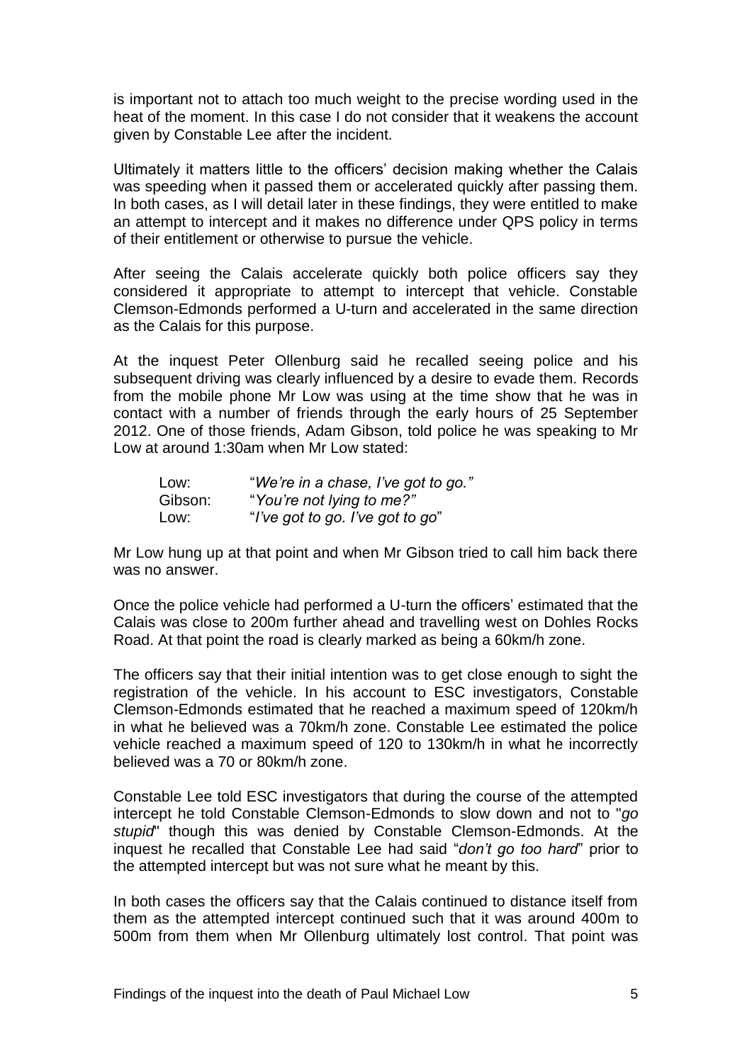is important not to attach too much weight to the precise wording used in the heat of the moment. In this case I do not consider that it weakens the account given by Constable Lee after the incident.

Ultimately it matters little to the officers' decision making whether the Calais was speeding when it passed them or accelerated quickly after passing them. In both cases, as I will detail later in these findings, they were entitled to make an attempt to intercept and it makes no difference under QPS policy in terms of their entitlement or otherwise to pursue the vehicle.

After seeing the Calais accelerate quickly both police officers say they considered it appropriate to attempt to intercept that vehicle. Constable Clemson-Edmonds performed a U-turn and accelerated in the same direction as the Calais for this purpose.

At the inquest Peter Ollenburg said he recalled seeing police and his subsequent driving was clearly influenced by a desire to evade them. Records from the mobile phone Mr Low was using at the time show that he was in contact with a number of friends through the early hours of 25 September 2012. One of those friends, Adam Gibson, told police he was speaking to Mr Low at around 1:30am when Mr Low stated:

> Low: "*We're in a chase, I've got to go."*
> Gibson: "*You're not lying to me?"*
> Low: "*I've got to go. I've got to go*"

Mr Low hung up at that point and when Mr Gibson tried to call him back there was no answer.

Once the police vehicle had performed a U-turn the officers' estimated that the Calais was close to 200m further ahead and travelling west on Dohles Rocks Road. At that point the road is clearly marked as being a 60km/h zone.

The officers say that their initial intention was to get close enough to sight the registration of the vehicle. In his account to ESC investigators, Constable Clemson-Edmonds estimated that he reached a maximum speed of 120km/h in what he believed was a 70km/h zone. Constable Lee estimated the police vehicle reached a maximum speed of 120 to 130km/h in what he incorrectly believed was a 70 or 80km/h zone.

Constable Lee told ESC investigators that during the course of the attempted intercept he told Constable Clemson-Edmonds to slow down and not to "*go stupid*" though this was denied by Constable Clemson-Edmonds. At the inquest he recalled that Constable Lee had said "*don't go too hard*" prior to the attempted intercept but was not sure what he meant by this.

In both cases the officers say that the Calais continued to distance itself from them as the attempted intercept continued such that it was around 400m to 500m from them when Mr Ollenburg ultimately lost control. That point was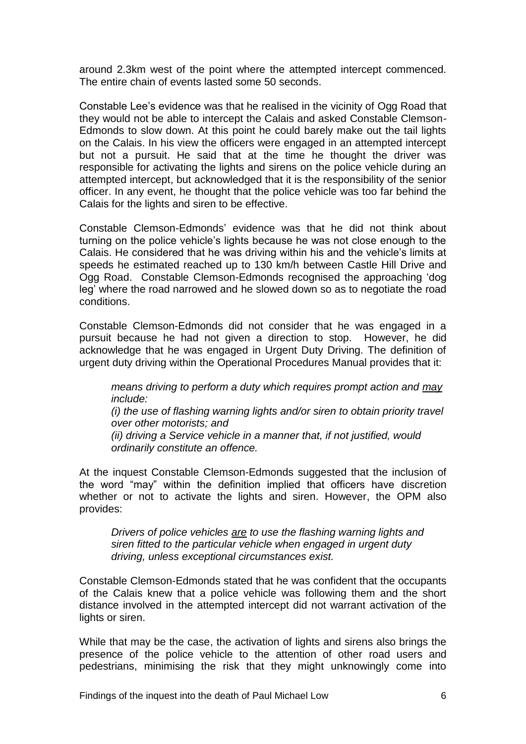around 2.3km west of the point where the attempted intercept commenced. The entire chain of events lasted some 50 seconds.

Constable Lee's evidence was that he realised in the vicinity of Ogg Road that they would not be able to intercept the Calais and asked Constable Clemson-Edmonds to slow down. At this point he could barely make out the tail lights on the Calais. In his view the officers were engaged in an attempted intercept but not a pursuit. He said that at the time he thought the driver was responsible for activating the lights and sirens on the police vehicle during an attempted intercept, but acknowledged that it is the responsibility of the senior officer. In any event, he thought that the police vehicle was too far behind the Calais for the lights and siren to be effective.

Constable Clemson-Edmonds' evidence was that he did not think about turning on the police vehicle's lights because he was not close enough to the Calais. He considered that he was driving within his and the vehicle's limits at speeds he estimated reached up to 130 km/h between Castle Hill Drive and Ogg Road. Constable Clemson-Edmonds recognised the approaching 'dog leg' where the road narrowed and he slowed down so as to negotiate the road conditions.

Constable Clemson-Edmonds did not consider that he was engaged in a pursuit because he had not given a direction to stop. However, he did acknowledge that he was engaged in Urgent Duty Driving. The definition of urgent duty driving within the Operational Procedures Manual provides that it:

> *means driving to perform a duty which requires prompt action and <u>may</u> include:*
> *(i) the use of flashing warning lights and/or siren to obtain priority travel over other motorists; and*
> *(ii) driving a Service vehicle in a manner that, if not justified, would ordinarily constitute an offence.*

At the inquest Constable Clemson-Edmonds suggested that the inclusion of the word "may" within the definition implied that officers have discretion whether or not to activate the lights and siren. However, the OPM also provides:

> *Drivers of police vehicles <u>are</u> to use the flashing warning lights and siren fitted to the particular vehicle when engaged in urgent duty driving, unless exceptional circumstances exist.*

Constable Clemson-Edmonds stated that he was confident that the occupants of the Calais knew that a police vehicle was following them and the short distance involved in the attempted intercept did not warrant activation of the lights or siren.

While that may be the case, the activation of lights and sirens also brings the presence of the police vehicle to the attention of other road users and pedestrians, minimising the risk that they might unknowingly come into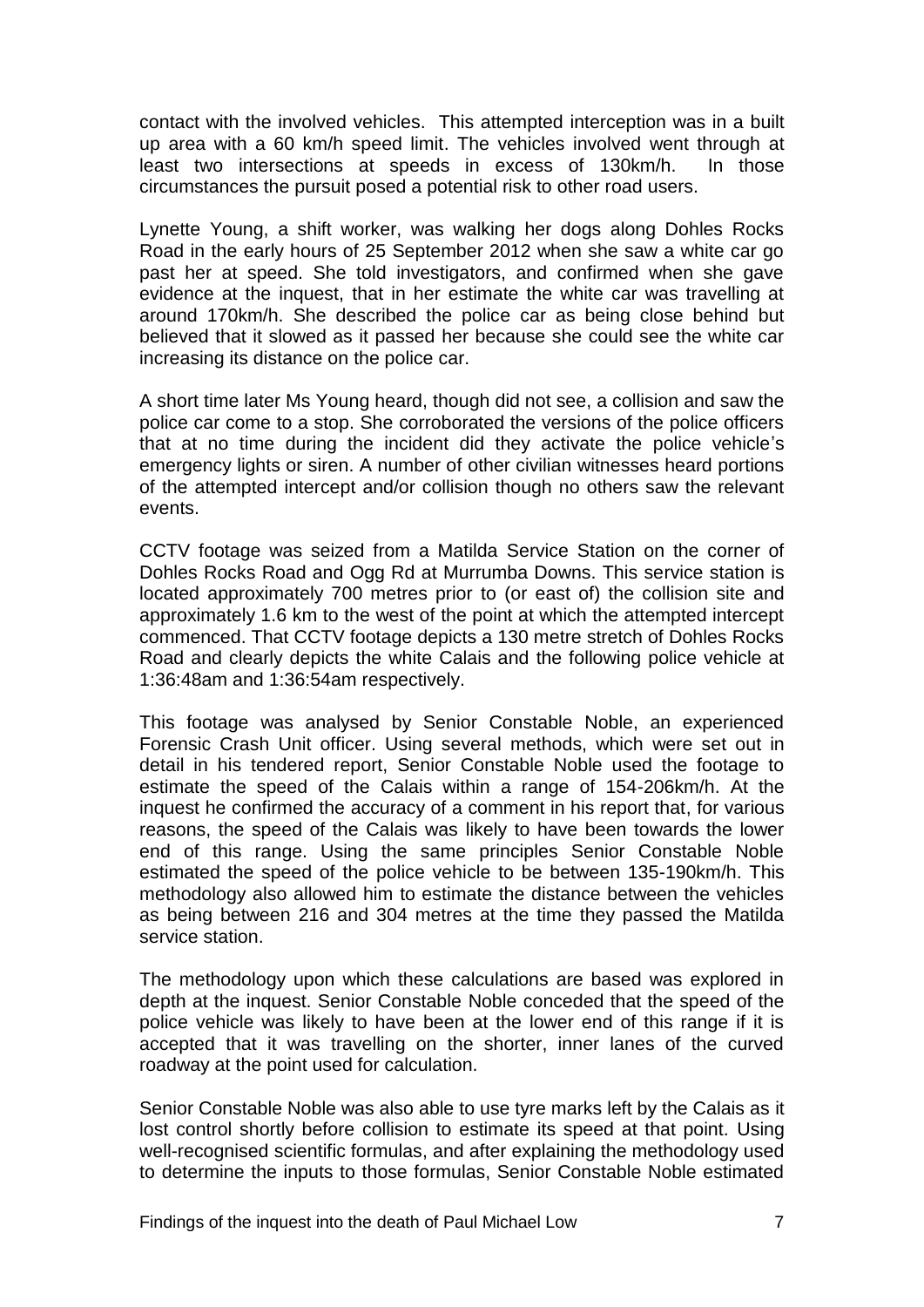contact with the involved vehicles. This attempted interception was in a built up area with a 60 km/h speed limit. The vehicles involved went through at least two intersections at speeds in excess of 130km/h. In those circumstances the pursuit posed a potential risk to other road users.

Lynette Young, a shift worker, was walking her dogs along Dohles Rocks Road in the early hours of 25 September 2012 when she saw a white car go past her at speed. She told investigators, and confirmed when she gave evidence at the inquest, that in her estimate the white car was travelling at around 170km/h. She described the police car as being close behind but believed that it slowed as it passed her because she could see the white car increasing its distance on the police car.

A short time later Ms Young heard, though did not see, a collision and saw the police car come to a stop. She corroborated the versions of the police officers that at no time during the incident did they activate the police vehicle's emergency lights or siren. A number of other civilian witnesses heard portions of the attempted intercept and/or collision though no others saw the relevant events.

CCTV footage was seized from a Matilda Service Station on the corner of Dohles Rocks Road and Ogg Rd at Murrumba Downs. This service station is located approximately 700 metres prior to (or east of) the collision site and approximately 1.6 km to the west of the point at which the attempted intercept commenced. That CCTV footage depicts a 130 metre stretch of Dohles Rocks Road and clearly depicts the white Calais and the following police vehicle at 1:36:48am and 1:36:54am respectively.

This footage was analysed by Senior Constable Noble, an experienced Forensic Crash Unit officer. Using several methods, which were set out in detail in his tendered report, Senior Constable Noble used the footage to estimate the speed of the Calais within a range of 154-206km/h. At the inquest he confirmed the accuracy of a comment in his report that, for various reasons, the speed of the Calais was likely to have been towards the lower end of this range. Using the same principles Senior Constable Noble estimated the speed of the police vehicle to be between 135-190km/h. This methodology also allowed him to estimate the distance between the vehicles as being between 216 and 304 metres at the time they passed the Matilda service station.

The methodology upon which these calculations are based was explored in depth at the inquest. Senior Constable Noble conceded that the speed of the police vehicle was likely to have been at the lower end of this range if it is accepted that it was travelling on the shorter, inner lanes of the curved roadway at the point used for calculation.

Senior Constable Noble was also able to use tyre marks left by the Calais as it lost control shortly before collision to estimate its speed at that point. Using well-recognised scientific formulas, and after explaining the methodology used to determine the inputs to those formulas, Senior Constable Noble estimated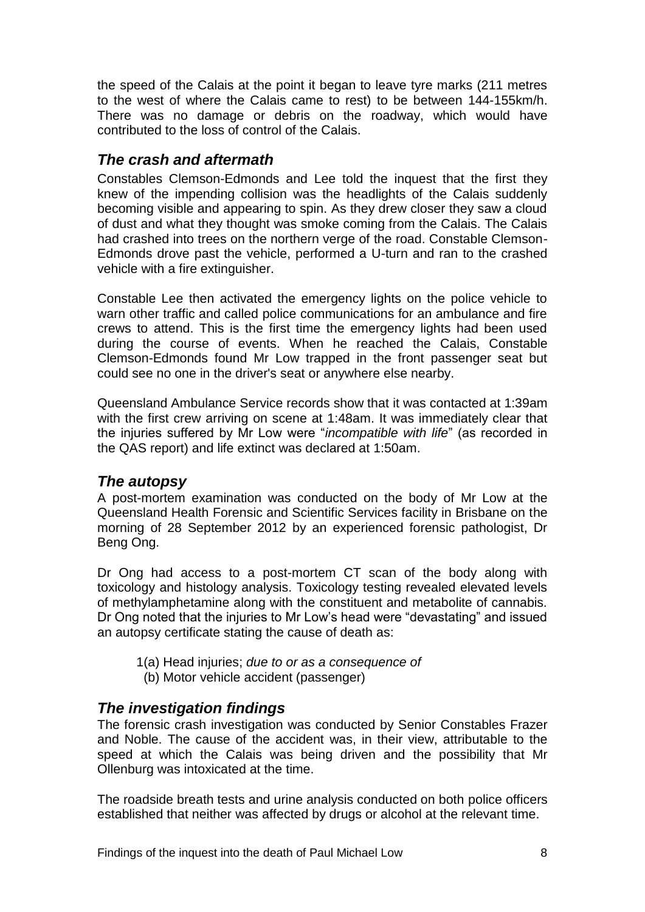the speed of the Calais at the point it began to leave tyre marks (211 metres to the west of where the Calais came to rest) to be between 144-155km/h. There was no damage or debris on the roadway, which would have contributed to the loss of control of the Calais.

## *The crash and aftermath*

Constables Clemson-Edmonds and Lee told the inquest that the first they knew of the impending collision was the headlights of the Calais suddenly becoming visible and appearing to spin. As they drew closer they saw a cloud of dust and what they thought was smoke coming from the Calais. The Calais had crashed into trees on the northern verge of the road. Constable Clemson-Edmonds drove past the vehicle, performed a U-turn and ran to the crashed vehicle with a fire extinguisher.

Constable Lee then activated the emergency lights on the police vehicle to warn other traffic and called police communications for an ambulance and fire crews to attend. This is the first time the emergency lights had been used during the course of events. When he reached the Calais, Constable Clemson-Edmonds found Mr Low trapped in the front passenger seat but could see no one in the driver's seat or anywhere else nearby.

Queensland Ambulance Service records show that it was contacted at 1:39am with the first crew arriving on scene at 1:48am. It was immediately clear that the injuries suffered by Mr Low were "*incompatible with life*" (as recorded in the QAS report) and life extinct was declared at 1:50am.

## *The autopsy*

A post-mortem examination was conducted on the body of Mr Low at the Queensland Health Forensic and Scientific Services facility in Brisbane on the morning of 28 September 2012 by an experienced forensic pathologist, Dr Beng Ong.

Dr Ong had access to a post-mortem CT scan of the body along with toxicology and histology analysis. Toxicology testing revealed elevated levels of methylamphetamine along with the constituent and metabolite of cannabis. Dr Ong noted that the injuries to Mr Low's head were "devastating" and issued an autopsy certificate stating the cause of death as:

1(a) Head injuries; *due to or as a consequence of*
(b) Motor vehicle accident (passenger)

## *The investigation findings*

The forensic crash investigation was conducted by Senior Constables Frazer and Noble. The cause of the accident was, in their view, attributable to the speed at which the Calais was being driven and the possibility that Mr Ollenburg was intoxicated at the time.

The roadside breath tests and urine analysis conducted on both police officers established that neither was affected by drugs or alcohol at the relevant time.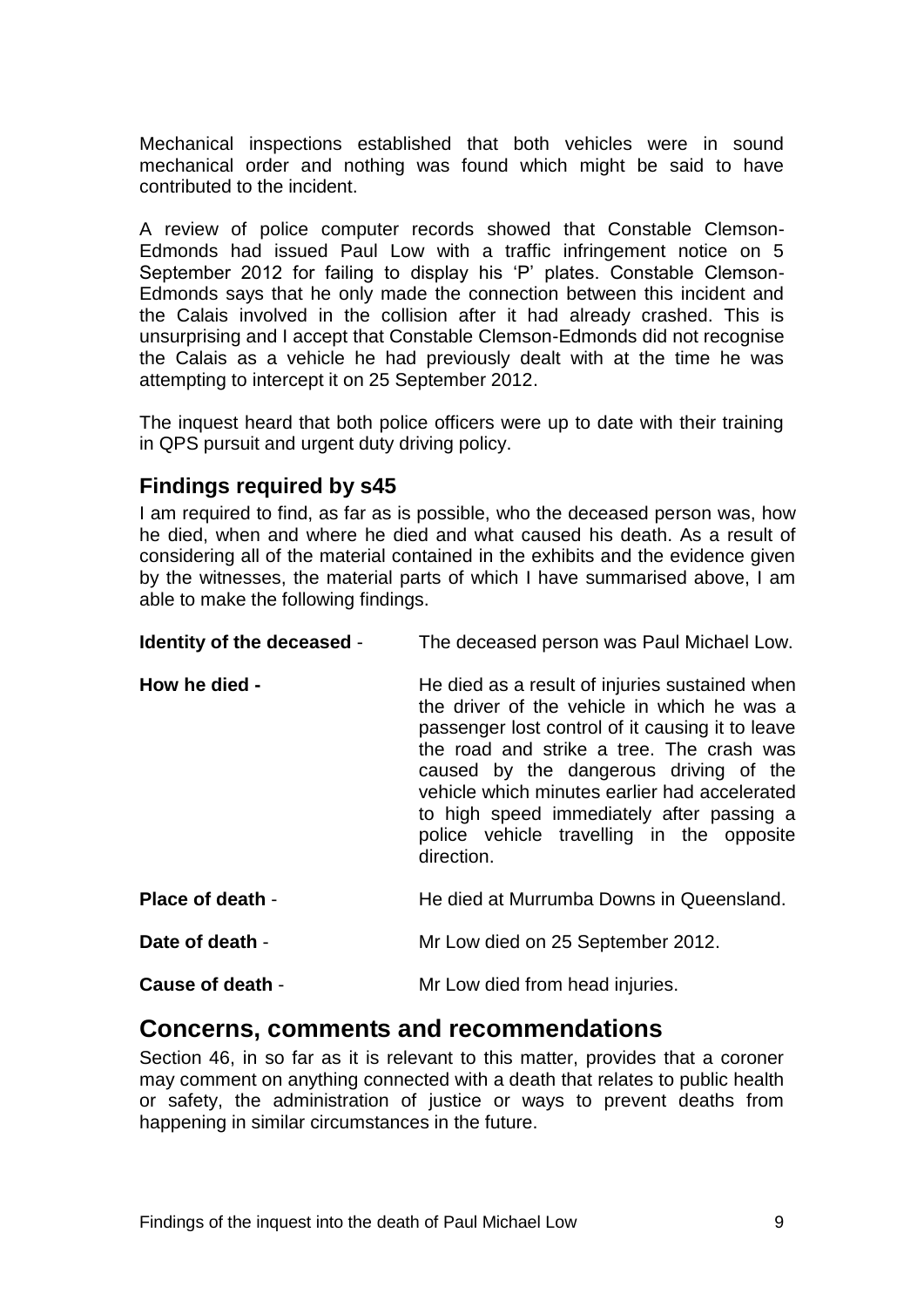Mechanical inspections established that both vehicles were in sound mechanical order and nothing was found which might be said to have contributed to the incident.

A review of police computer records showed that Constable Clemson-Edmonds had issued Paul Low with a traffic infringement notice on 5 September 2012 for failing to display his 'P' plates. Constable Clemson-Edmonds says that he only made the connection between this incident and the Calais involved in the collision after it had already crashed. This is unsurprising and I accept that Constable Clemson-Edmonds did not recognise the Calais as a vehicle he had previously dealt with at the time he was attempting to intercept it on 25 September 2012.

The inquest heard that both police officers were up to date with their training in QPS pursuit and urgent duty driving policy.

### Findings required by s45

I am required to find, as far as is possible, who the deceased person was, how he died, when and where he died and what caused his death. As a result of considering all of the material contained in the exhibits and the evidence given by the witnesses, the material parts of which I have summarised above, I am able to make the following findings.

**Identity of the deceased** - The deceased person was Paul Michael Low.

**How he died -** He died as a result of injuries sustained when the driver of the vehicle in which he was a passenger lost control of it causing it to leave the road and strike a tree. The crash was caused by the dangerous driving of the vehicle which minutes earlier had accelerated to high speed immediately after passing a police vehicle travelling in the opposite direction.

**Place of death** - He died at Murrumba Downs in Queensland.

**Date of death** - Mr Low died on 25 September 2012.

**Cause of death** - Mr Low died from head injuries.

## Concerns, comments and recommendations

Section 46, in so far as it is relevant to this matter, provides that a coroner may comment on anything connected with a death that relates to public health or safety, the administration of justice or ways to prevent deaths from happening in similar circumstances in the future.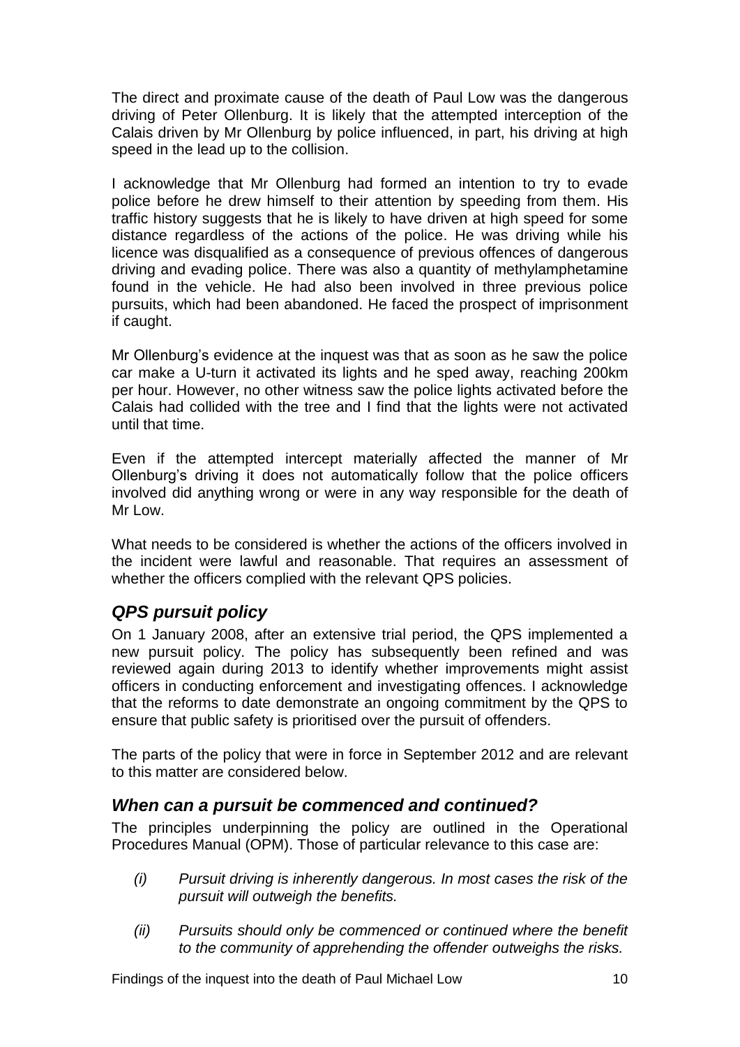The direct and proximate cause of the death of Paul Low was the dangerous driving of Peter Ollenburg. It is likely that the attempted interception of the Calais driven by Mr Ollenburg by police influenced, in part, his driving at high speed in the lead up to the collision.

I acknowledge that Mr Ollenburg had formed an intention to try to evade police before he drew himself to their attention by speeding from them. His traffic history suggests that he is likely to have driven at high speed for some distance regardless of the actions of the police. He was driving while his licence was disqualified as a consequence of previous offences of dangerous driving and evading police. There was also a quantity of methylamphetamine found in the vehicle. He had also been involved in three previous police pursuits, which had been abandoned. He faced the prospect of imprisonment if caught.

Mr Ollenburg's evidence at the inquest was that as soon as he saw the police car make a U-turn it activated its lights and he sped away, reaching 200km per hour. However, no other witness saw the police lights activated before the Calais had collided with the tree and I find that the lights were not activated until that time.

Even if the attempted intercept materially affected the manner of Mr Ollenburg's driving it does not automatically follow that the police officers involved did anything wrong or were in any way responsible for the death of Mr Low.

What needs to be considered is whether the actions of the officers involved in the incident were lawful and reasonable. That requires an assessment of whether the officers complied with the relevant QPS policies.

## *QPS pursuit policy*

On 1 January 2008, after an extensive trial period, the QPS implemented a new pursuit policy. The policy has subsequently been refined and was reviewed again during 2013 to identify whether improvements might assist officers in conducting enforcement and investigating offences. I acknowledge that the reforms to date demonstrate an ongoing commitment by the QPS to ensure that public safety is prioritised over the pursuit of offenders.

The parts of the policy that were in force in September 2012 and are relevant to this matter are considered below.

## *When can a pursuit be commenced and continued?*

The principles underpinning the policy are outlined in the Operational Procedures Manual (OPM). Those of particular relevance to this case are:

- *(i) Pursuit driving is inherently dangerous. In most cases the risk of the pursuit will outweigh the benefits.*
- *(ii) Pursuits should only be commenced or continued where the benefit to the community of apprehending the offender outweighs the risks.*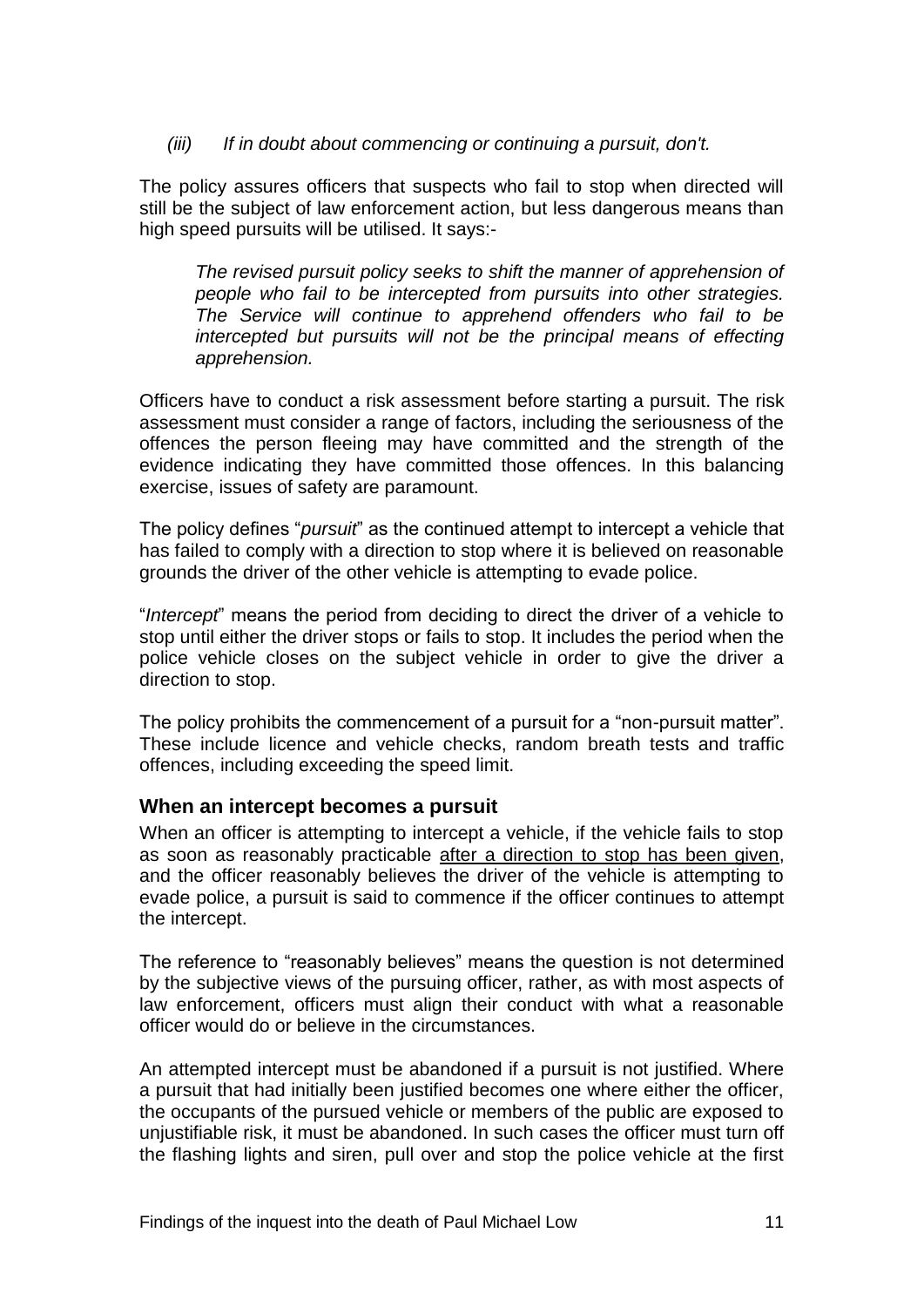*(iii) If in doubt about commencing or continuing a pursuit, don't.*

The policy assures officers that suspects who fail to stop when directed will still be the subject of law enforcement action, but less dangerous means than high speed pursuits will be utilised. It says:-

> *The revised pursuit policy seeks to shift the manner of apprehension of people who fail to be intercepted from pursuits into other strategies. The Service will continue to apprehend offenders who fail to be intercepted but pursuits will not be the principal means of effecting apprehension.*

Officers have to conduct a risk assessment before starting a pursuit. The risk assessment must consider a range of factors, including the seriousness of the offences the person fleeing may have committed and the strength of the evidence indicating they have committed those offences. In this balancing exercise, issues of safety are paramount.

The policy defines "*pursuit*" as the continued attempt to intercept a vehicle that has failed to comply with a direction to stop where it is believed on reasonable grounds the driver of the other vehicle is attempting to evade police.

"*Intercept*" means the period from deciding to direct the driver of a vehicle to stop until either the driver stops or fails to stop. It includes the period when the police vehicle closes on the subject vehicle in order to give the driver a direction to stop.

The policy prohibits the commencement of a pursuit for a "non-pursuit matter". These include licence and vehicle checks, random breath tests and traffic offences, including exceeding the speed limit.

### When an intercept becomes a pursuit

When an officer is attempting to intercept a vehicle, if the vehicle fails to stop as soon as reasonably practicable after a direction to stop has been given, and the officer reasonably believes the driver of the vehicle is attempting to evade police, a pursuit is said to commence if the officer continues to attempt the intercept.

The reference to "reasonably believes" means the question is not determined by the subjective views of the pursuing officer, rather, as with most aspects of law enforcement, officers must align their conduct with what a reasonable officer would do or believe in the circumstances.

An attempted intercept must be abandoned if a pursuit is not justified. Where a pursuit that had initially been justified becomes one where either the officer, the occupants of the pursued vehicle or members of the public are exposed to unjustifiable risk, it must be abandoned. In such cases the officer must turn off the flashing lights and siren, pull over and stop the police vehicle at the first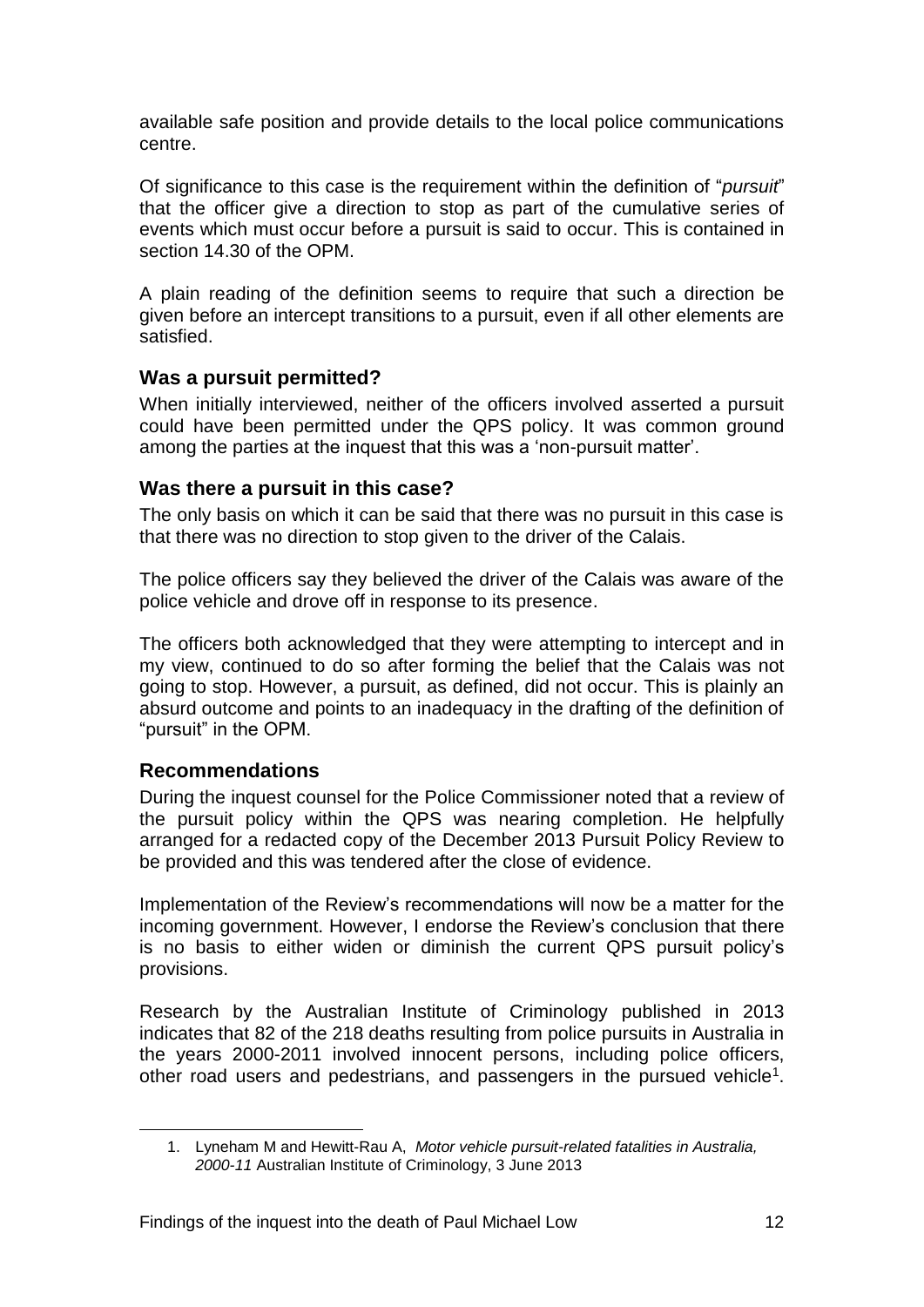available safe position and provide details to the local police communications centre.

Of significance to this case is the requirement within the definition of "*pursuit*" that the officer give a direction to stop as part of the cumulative series of events which must occur before a pursuit is said to occur. This is contained in section 14.30 of the OPM.

A plain reading of the definition seems to require that such a direction be given before an intercept transitions to a pursuit, even if all other elements are satisfied.

### Was a pursuit permitted?

When initially interviewed, neither of the officers involved asserted a pursuit could have been permitted under the QPS policy. It was common ground among the parties at the inquest that this was a 'non-pursuit matter'.

### Was there a pursuit in this case?

The only basis on which it can be said that there was no pursuit in this case is that there was no direction to stop given to the driver of the Calais.

The police officers say they believed the driver of the Calais was aware of the police vehicle and drove off in response to its presence.

The officers both acknowledged that they were attempting to intercept and in my view, continued to do so after forming the belief that the Calais was not going to stop. However, a pursuit, as defined, did not occur. This is plainly an absurd outcome and points to an inadequacy in the drafting of the definition of "pursuit" in the OPM.

### Recommendations

During the inquest counsel for the Police Commissioner noted that a review of the pursuit policy within the QPS was nearing completion. He helpfully arranged for a redacted copy of the December 2013 Pursuit Policy Review to be provided and this was tendered after the close of evidence.

Implementation of the Review's recommendations will now be a matter for the incoming government. However, I endorse the Review's conclusion that there is no basis to either widen or diminish the current QPS pursuit policy's provisions.

Research by the Australian Institute of Criminology published in 2013 indicates that 82 of the 218 deaths resulting from police pursuits in Australia in the years 2000-2011 involved innocent persons, including police officers, other road users and pedestrians, and passengers in the pursued vehicle[1].

1. Lyneham M and Hewitt-Rau A, *Motor vehicle pursuit-related fatalities in Australia, 2000-11* Australian Institute of Criminology, 3 June 2013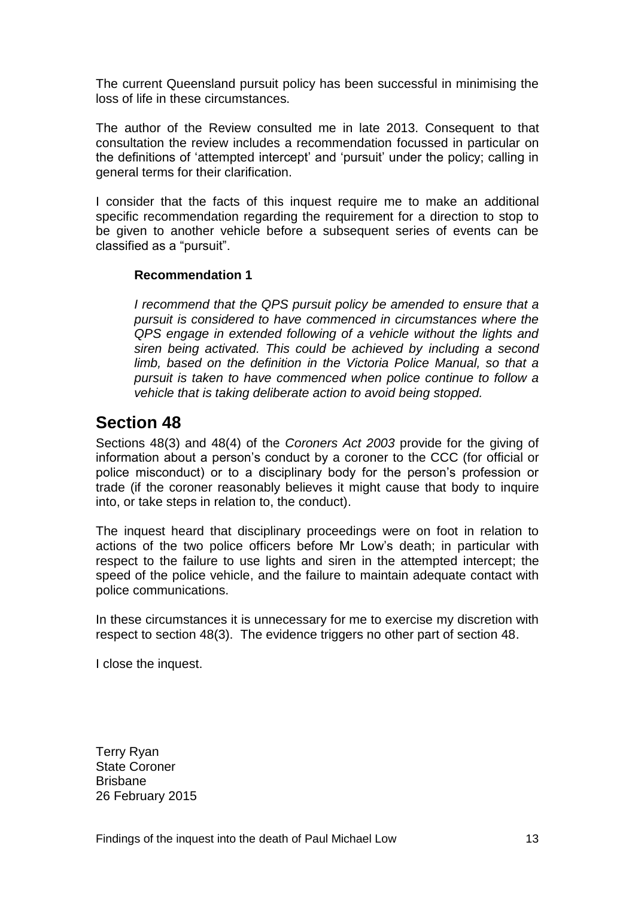The current Queensland pursuit policy has been successful in minimising the loss of life in these circumstances.

The author of the Review consulted me in late 2013. Consequent to that consultation the review includes a recommendation focussed in particular on the definitions of 'attempted intercept' and 'pursuit' under the policy; calling in general terms for their clarification.

I consider that the facts of this inquest require me to make an additional specific recommendation regarding the requirement for a direction to stop to be given to another vehicle before a subsequent series of events can be classified as a "pursuit".

> **Recommendation 1**
>
> *I recommend that the QPS pursuit policy be amended to ensure that a pursuit is considered to have commenced in circumstances where the QPS engage in extended following of a vehicle without the lights and siren being activated. This could be achieved by including a second limb, based on the definition in the Victoria Police Manual, so that a pursuit is taken to have commenced when police continue to follow a vehicle that is taking deliberate action to avoid being stopped.*

## Section 48

Sections 48(3) and 48(4) of the *Coroners Act 2003* provide for the giving of information about a person's conduct by a coroner to the CCC (for official or police misconduct) or to a disciplinary body for the person's profession or trade (if the coroner reasonably believes it might cause that body to inquire into, or take steps in relation to, the conduct).

The inquest heard that disciplinary proceedings were on foot in relation to actions of the two police officers before Mr Low's death; in particular with respect to the failure to use lights and siren in the attempted intercept; the speed of the police vehicle, and the failure to maintain adequate contact with police communications.

In these circumstances it is unnecessary for me to exercise my discretion with respect to section 48(3). The evidence triggers no other part of section 48.

I close the inquest.

Terry Ryan
State Coroner
Brisbane
26 February 2015